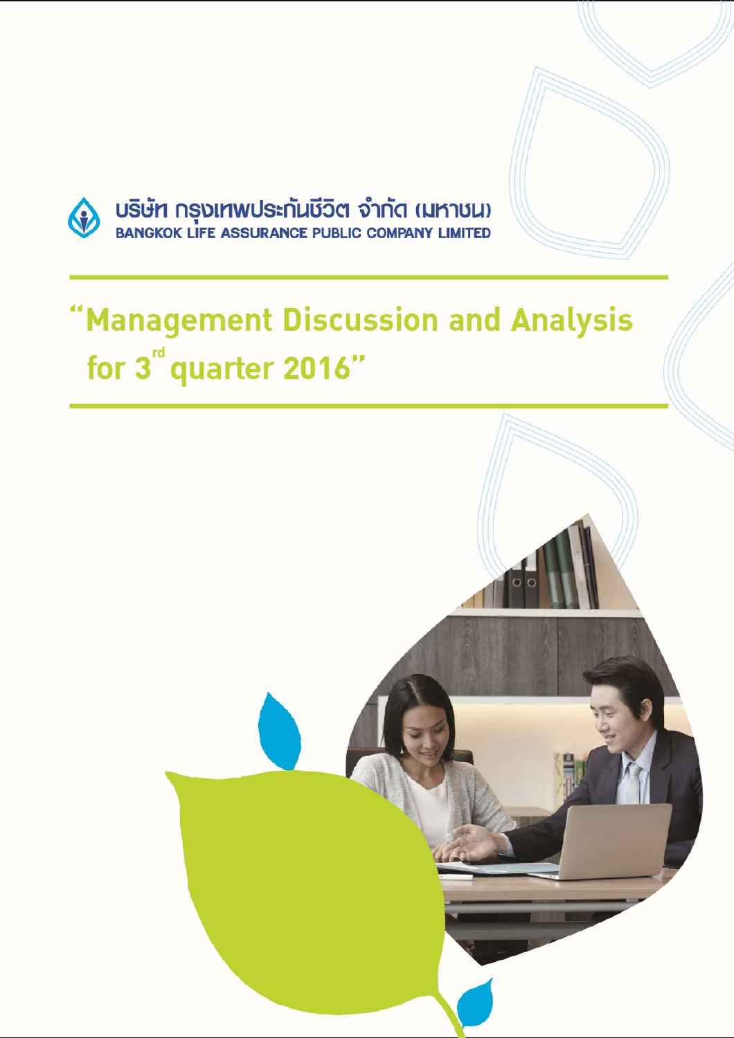บริษัท กรุงเทพประกันชีวิต จำกัด (มหาชน)

BANGKOK LIFE ASSURANCE PUBLIC COMPANY LIMITED

# "Management Discussion and Analysis for 3rd quarter 2016"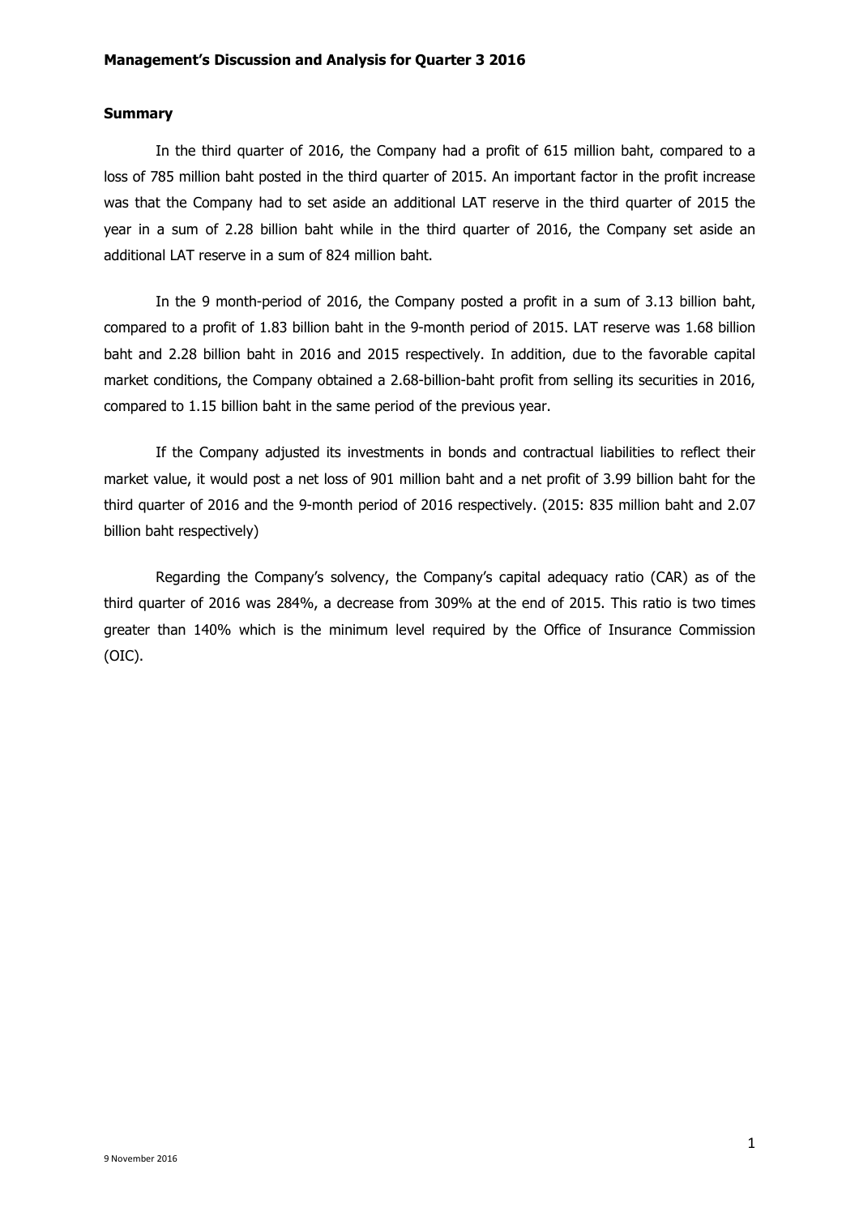**Management's Discussion and Analysis for Quarter 3 2016**

**Summary**

In the third quarter of 2016, the Company had a profit of 615 million baht, compared to a loss of 785 million baht posted in the third quarter of 2015. An important factor in the profit increase was that the Company had to set aside an additional LAT reserve in the third quarter of 2015 the year in a sum of 2.28 billion baht while in the third quarter of 2016, the Company set aside an additional LAT reserve in a sum of 824 million baht.

In the 9 month-period of 2016, the Company posted a profit in a sum of 3.13 billion baht, compared to a profit of 1.83 billion baht in the 9-month period of 2015. LAT reserve was 1.68 billion baht and 2.28 billion baht in 2016 and 2015 respectively. In addition, due to the favorable capital market conditions, the Company obtained a 2.68-billion-baht profit from selling its securities in 2016, compared to 1.15 billion baht in the same period of the previous year.

If the Company adjusted its investments in bonds and contractual liabilities to reflect their market value, it would post a net loss of 901 million baht and a net profit of 3.99 billion baht for the third quarter of 2016 and the 9-month period of 2016 respectively. (2015: 835 million baht and 2.07 billion baht respectively)

Regarding the Company's solvency, the Company's capital adequacy ratio (CAR) as of the third quarter of 2016 was 284%, a decrease from 309% at the end of 2015. This ratio is two times greater than 140% which is the minimum level required by the Office of Insurance Commission (OIC).

9 November 2016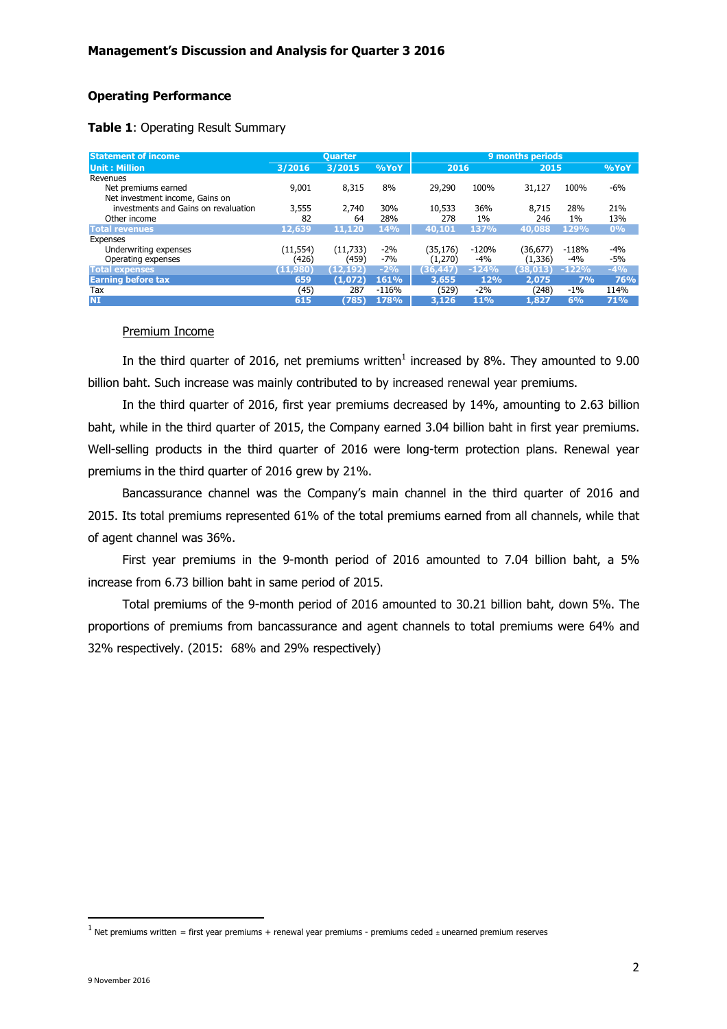**Management's Discussion and Analysis for Quarter 3 2016**

**Operating Performance**

**Table 1**: Operating Result Summary

| Statement of income | Quarter | | | 9 months periods | | | | |
|---|---|---|---|---|---|---|---|---|
| Unit : Million | 3/2016 | 3/2015 | %YoY | 2016 | | 2015 | | %YoY |
| Revenues | | | | | | | | |
| Net premiums earned | 9,001 | 8,315 | 8% | 29,290 | 100% | 31,127 | 100% | -6% |
| Net investment income, Gains on investments and Gains on revaluation | 3,555 | 2,740 | 30% | 10,533 | 36% | 8,715 | 28% | 21% |
| Other income | 82 | 64 | 28% | 278 | 1% | 246 | 1% | 13% |
| **Total revenues** | **12,639** | **11,120** | **14%** | **40,101** | **137%** | **40,088** | **129%** | **0%** |
| Expenses | | | | | | | | |
| Underwriting expenses | (11,554) | (11,733) | -2% | (35,176) | -120% | (36,677) | -118% | -4% |
| Operating expenses | (426) | (459) | -7% | (1,270) | -4% | (1,336) | -4% | -5% |
| **Total expenses** | **(11,980)** | **(12,192)** | **-2%** | **(36,447)** | **-124%** | **(38,013)** | **-122%** | **-4%** |
| **Earning before tax** | **659** | **(1,072)** | **161%** | **3,655** | **12%** | **2,075** | **7%** | **76%** |
| Tax | (45) | 287 | -116% | (529) | -2% | (248) | -1% | 114% |
| **NI** | **615** | **(785)** | **178%** | **3,126** | **11%** | **1,827** | **6%** | **71%** |

Premium Income

In the third quarter of 2016, net premiums written[1] increased by 8%. They amounted to 9.00 billion baht. Such increase was mainly contributed to by increased renewal year premiums.

In the third quarter of 2016, first year premiums decreased by 14%, amounting to 2.63 billion baht, while in the third quarter of 2015, the Company earned 3.04 billion baht in first year premiums. Well-selling products in the third quarter of 2016 were long-term protection plans. Renewal year premiums in the third quarter of 2016 grew by 21%.

Bancassurance channel was the Company's main channel in the third quarter of 2016 and 2015. Its total premiums represented 61% of the total premiums earned from all channels, while that of agent channel was 36%.

First year premiums in the 9-month period of 2016 amounted to 7.04 billion baht, a 5% increase from 6.73 billion baht in same period of 2015.

Total premiums of the 9-month period of 2016 amounted to 30.21 billion baht, down 5%. The proportions of premiums from bancassurance and agent channels to total premiums were 64% and 32% respectively. (2015: 68% and 29% respectively)

---

[1] Net premiums written = first year premiums + renewal year premiums - premiums ceded ± unearned premium reserves

9 November 2016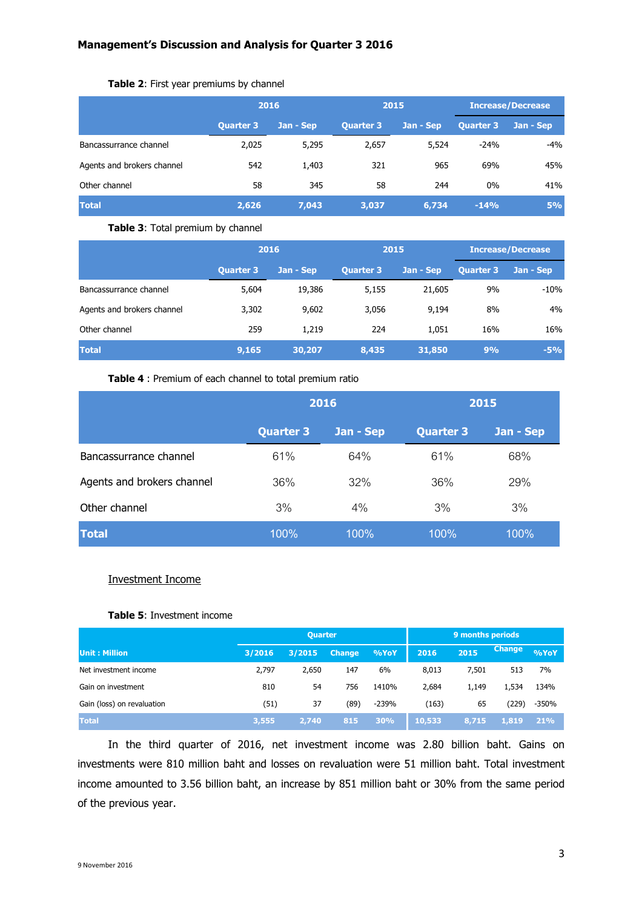**Table 2**: First year premiums by channel

| | 2016 | | 2015 | | Increase/Decrease | |
|---|---|---|---|---|---|---|
| | Quarter 3 | Jan - Sep | Quarter 3 | Jan - Sep | Quarter 3 | Jan - Sep |
| Bancassurrance channel | 2,025 | 5,295 | 2,657 | 5,524 | -24% | -4% |
| Agents and brokers channel | 542 | 1,403 | 321 | 965 | 69% | 45% |
| Other channel | 58 | 345 | 58 | 244 | 0% | 41% |
| **Total** | **2,626** | **7,043** | **3,037** | **6,734** | **-14%** | **5%** |

**Table 3**: Total premium by channel

| | 2016 | | 2015 | | Increase/Decrease | |
|---|---|---|---|---|---|---|
| | Quarter 3 | Jan - Sep | Quarter 3 | Jan - Sep | Quarter 3 | Jan - Sep |
| Bancassurrance channel | 5,604 | 19,386 | 5,155 | 21,605 | 9% | -10% |
| Agents and brokers channel | 3,302 | 9,602 | 3,056 | 9,194 | 8% | 4% |
| Other channel | 259 | 1,219 | 224 | 1,051 | 16% | 16% |
| **Total** | **9,165** | **30,207** | **8,435** | **31,850** | **9%** | **-5%** |

**Table 4** : Premium of each channel to total premium ratio

| | 2016 | | 2015 | |
|---|---|---|---|---|
| | Quarter 3 | Jan - Sep | Quarter 3 | Jan - Sep |
| Bancassurrance channel | 61% | 64% | 61% | 68% |
| Agents and brokers channel | 36% | 32% | 36% | 29% |
| Other channel | 3% | 4% | 3% | 3% |
| **Total** | 100% | 100% | 100% | 100% |

Investment Income

**Table 5**: Investment income

| | Quarter | | | | 9 months periods | | | |
|---|---|---|---|---|---|---|---|---|
| Unit : Million | 3/2016 | 3/2015 | Change | %YoY | 2016 | 2015 | Change | %YoY |
| Net investment income | 2,797 | 2,650 | 147 | 6% | 8,013 | 7,501 | 513 | 7% |
| Gain on investment | 810 | 54 | 756 | 1410% | 2,684 | 1,149 | 1,534 | 134% |
| Gain (loss) on revaluation | (51) | 37 | (89) | -239% | (163) | 65 | (229) | -350% |
| **Total** | **3,555** | **2,740** | **815** | **30%** | **10,533** | **8,715** | **1,819** | **21%** |

In the third quarter of 2016, net investment income was 2.80 billion baht. Gains on investments were 810 million baht and losses on revaluation were 51 million baht. Total investment income amounted to 3.56 billion baht, an increase by 851 million baht or 30% from the same period of the previous year.

9 November 2016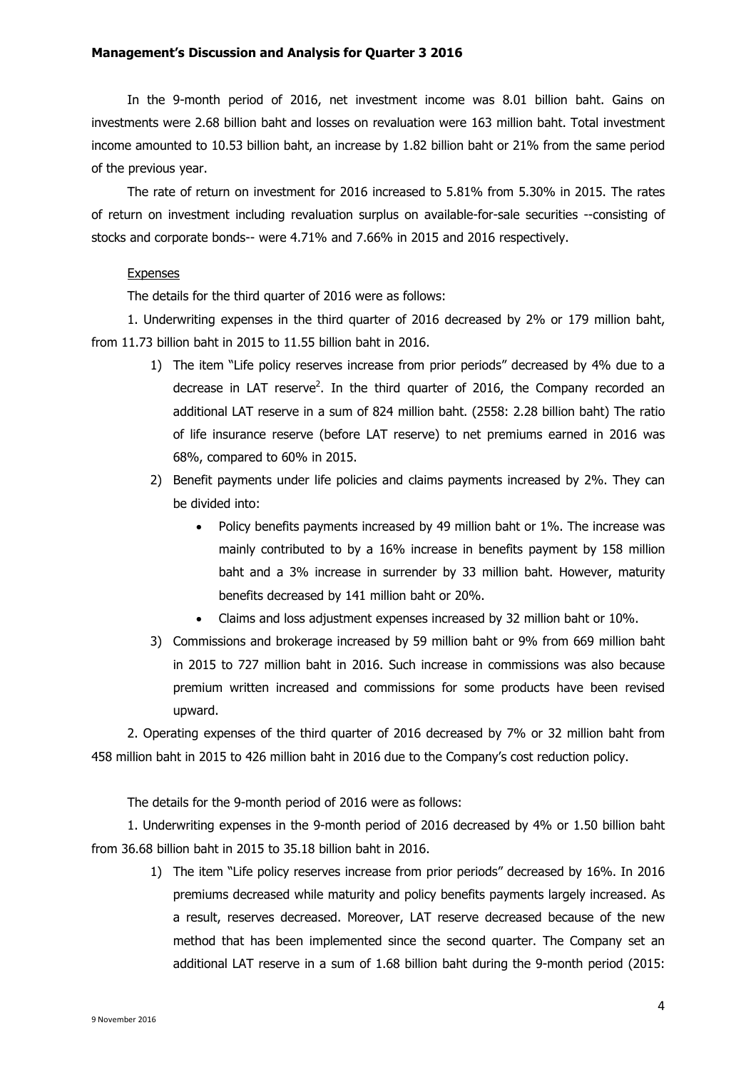In the 9-month period of 2016, net investment income was 8.01 billion baht. Gains on investments were 2.68 billion baht and losses on revaluation were 163 million baht. Total investment income amounted to 10.53 billion baht, an increase by 1.82 billion baht or 21% from the same period of the previous year.

The rate of return on investment for 2016 increased to 5.81% from 5.30% in 2015. The rates of return on investment including revaluation surplus on available-for-sale securities --consisting of stocks and corporate bonds-- were 4.71% and 7.66% in 2015 and 2016 respectively.

Expenses

The details for the third quarter of 2016 were as follows:

1. Underwriting expenses in the third quarter of 2016 decreased by 2% or 179 million baht, from 11.73 billion baht in 2015 to 11.55 billion baht in 2016.

   1) The item "Life policy reserves increase from prior periods" decreased by 4% due to a decrease in LAT reserve[2]. In the third quarter of 2016, the Company recorded an additional LAT reserve in a sum of 824 million baht. (2558: 2.28 billion baht) The ratio of life insurance reserve (before LAT reserve) to net premiums earned in 2016 was 68%, compared to 60% in 2015.
   2) Benefit payments under life policies and claims payments increased by 2%. They can be divided into:
      - Policy benefits payments increased by 49 million baht or 1%. The increase was mainly contributed to by a 16% increase in benefits payment by 158 million baht and a 3% increase in surrender by 33 million baht. However, maturity benefits decreased by 141 million baht or 20%.
      - Claims and loss adjustment expenses increased by 32 million baht or 10%.
   3) Commissions and brokerage increased by 59 million baht or 9% from 669 million baht in 2015 to 727 million baht in 2016. Such increase in commissions was also because premium written increased and commissions for some products have been revised upward.

2. Operating expenses of the third quarter of 2016 decreased by 7% or 32 million baht from 458 million baht in 2015 to 426 million baht in 2016 due to the Company's cost reduction policy.

The details for the 9-month period of 2016 were as follows:

1. Underwriting expenses in the 9-month period of 2016 decreased by 4% or 1.50 billion baht from 36.68 billion baht in 2015 to 35.18 billion baht in 2016.

   1) The item "Life policy reserves increase from prior periods" decreased by 16%. In 2016 premiums decreased while maturity and policy benefits payments largely increased. As a result, reserves decreased. Moreover, LAT reserve decreased because of the new method that has been implemented since the second quarter. The Company set an additional LAT reserve in a sum of 1.68 billion baht during the 9-month period (2015: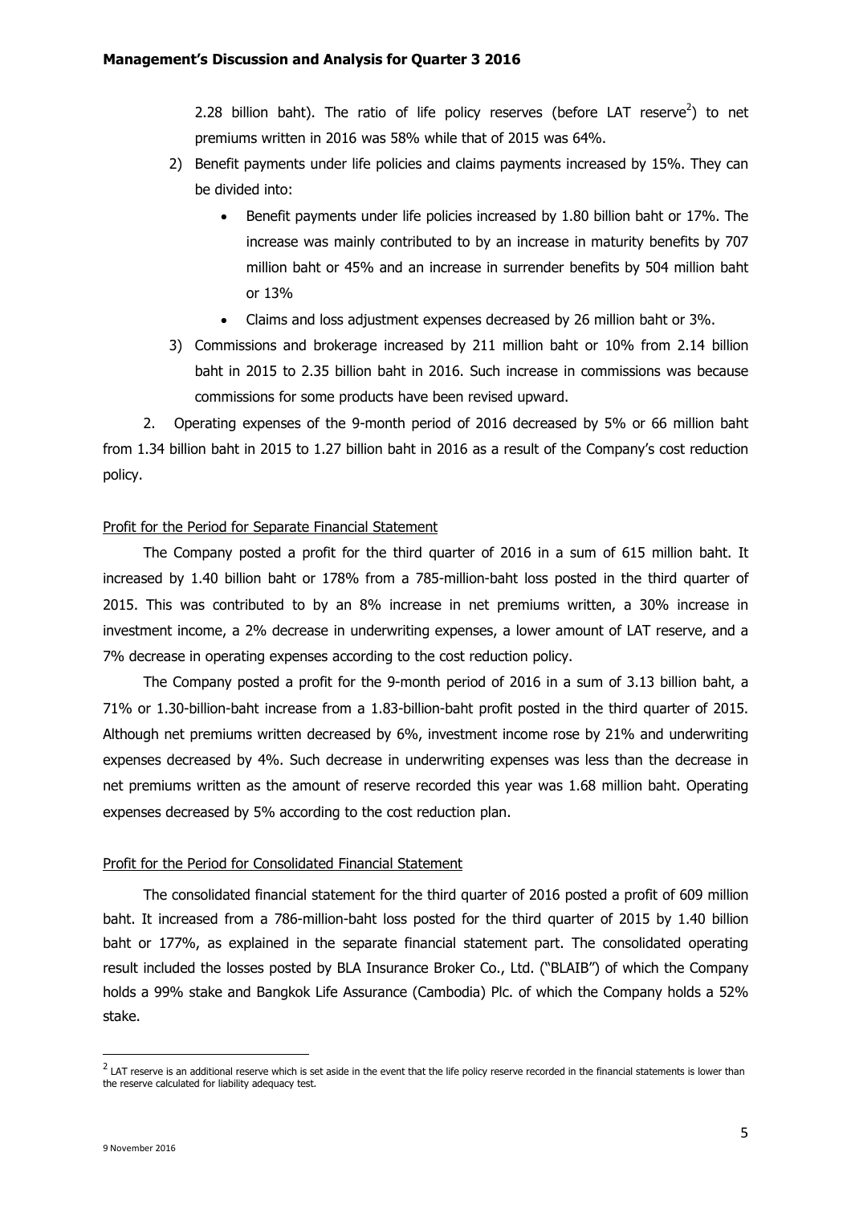2.28 billion baht). The ratio of life policy reserves (before LAT reserve[2]) to net premiums written in 2016 was 58% while that of 2015 was 64%.

2) Benefit payments under life policies and claims payments increased by 15%. They can be divided into:
   - Benefit payments under life policies increased by 1.80 billion baht or 17%. The increase was mainly contributed to by an increase in maturity benefits by 707 million baht or 45% and an increase in surrender benefits by 504 million baht or 13%
   - Claims and loss adjustment expenses decreased by 26 million baht or 3%.

3) Commissions and brokerage increased by 211 million baht or 10% from 2.14 billion baht in 2015 to 2.35 billion baht in 2016. Such increase in commissions was because commissions for some products have been revised upward.

2. Operating expenses of the 9-month period of 2016 decreased by 5% or 66 million baht from 1.34 billion baht in 2015 to 1.27 billion baht in 2016 as a result of the Company's cost reduction policy.

**Profit for the Period for Separate Financial Statement**

The Company posted a profit for the third quarter of 2016 in a sum of 615 million baht. It increased by 1.40 billion baht or 178% from a 785-million-baht loss posted in the third quarter of 2015. This was contributed to by an 8% increase in net premiums written, a 30% increase in investment income, a 2% decrease in underwriting expenses, a lower amount of LAT reserve, and a 7% decrease in operating expenses according to the cost reduction policy.

The Company posted a profit for the 9-month period of 2016 in a sum of 3.13 billion baht, a 71% or 1.30-billion-baht increase from a 1.83-billion-baht profit posted in the third quarter of 2015. Although net premiums written decreased by 6%, investment income rose by 21% and underwriting expenses decreased by 4%. Such decrease in underwriting expenses was less than the decrease in net premiums written as the amount of reserve recorded this year was 1.68 million baht. Operating expenses decreased by 5% according to the cost reduction plan.

**Profit for the Period for Consolidated Financial Statement**

The consolidated financial statement for the third quarter of 2016 posted a profit of 609 million baht. It increased from a 786-million-baht loss posted for the third quarter of 2015 by 1.40 billion baht or 177%, as explained in the separate financial statement part. The consolidated operating result included the losses posted by BLA Insurance Broker Co., Ltd. ("BLAIB") of which the Company holds a 99% stake and Bangkok Life Assurance (Cambodia) Plc. of which the Company holds a 52% stake.

---

[2] LAT reserve is an additional reserve which is set aside in the event that the life policy reserve recorded in the financial statements is lower than the reserve calculated for liability adequacy test.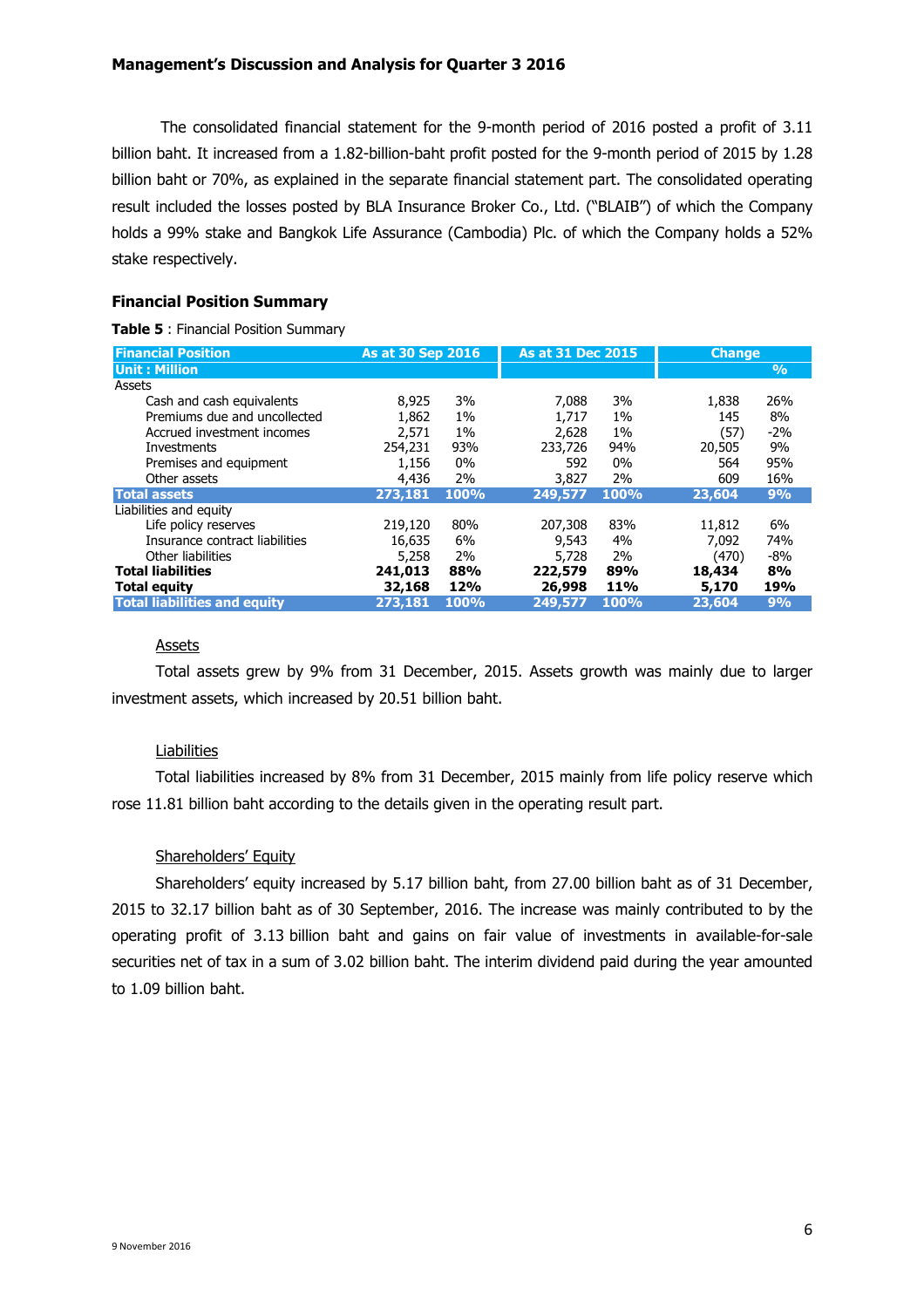## Management's Discussion and Analysis for Quarter 3 2016

The consolidated financial statement for the 9-month period of 2016 posted a profit of 3.11 billion baht. It increased from a 1.82-billion-baht profit posted for the 9-month period of 2015 by 1.28 billion baht or 70%, as explained in the separate financial statement part. The consolidated operating result included the losses posted by BLA Insurance Broker Co., Ltd. ("BLAIB") of which the Company holds a 99% stake and Bangkok Life Assurance (Cambodia) Plc. of which the Company holds a 52% stake respectively.

### Financial Position Summary

**Table 5** : Financial Position Summary

| Financial Position | As at 30 Sep 2016 | | As at 31 Dec 2015 | | Change | |
|---|---|---|---|---|---|---|
| Unit : Million | | | | | | % |
| Assets | | | | | | |
| Cash and cash equivalents | 8,925 | 3% | 7,088 | 3% | 1,838 | 26% |
| Premiums due and uncollected | 1,862 | 1% | 1,717 | 1% | 145 | 8% |
| Accrued investment incomes | 2,571 | 1% | 2,628 | 1% | (57) | -2% |
| Investments | 254,231 | 93% | 233,726 | 94% | 20,505 | 9% |
| Premises and equipment | 1,156 | 0% | 592 | 0% | 564 | 95% |
| Other assets | 4,436 | 2% | 3,827 | 2% | 609 | 16% |
| **Total assets** | **273,181** | **100%** | **249,577** | **100%** | **23,604** | **9%** |
| Liabilities and equity | | | | | | |
| Life policy reserves | 219,120 | 80% | 207,308 | 83% | 11,812 | 6% |
| Insurance contract liabilities | 16,635 | 6% | 9,543 | 4% | 7,092 | 74% |
| Other liabilities | 5,258 | 2% | 5,728 | 2% | (470) | -8% |
| **Total liabilities** | **241,013** | **88%** | **222,579** | **89%** | **18,434** | **8%** |
| **Total equity** | **32,168** | **12%** | **26,998** | **11%** | **5,170** | **19%** |
| **Total liabilities and equity** | **273,181** | **100%** | **249,577** | **100%** | **23,604** | **9%** |

Assets

Total assets grew by 9% from 31 December, 2015. Assets growth was mainly due to larger investment assets, which increased by 20.51 billion baht.

Liabilities

Total liabilities increased by 8% from 31 December, 2015 mainly from life policy reserve which rose 11.81 billion baht according to the details given in the operating result part.

Shareholders' Equity

Shareholders' equity increased by 5.17 billion baht, from 27.00 billion baht as of 31 December, 2015 to 32.17 billion baht as of 30 September, 2016. The increase was mainly contributed to by the operating profit of 3.13 billion baht and gains on fair value of investments in available-for-sale securities net of tax in a sum of 3.02 billion baht. The interim dividend paid during the year amounted to 1.09 billion baht.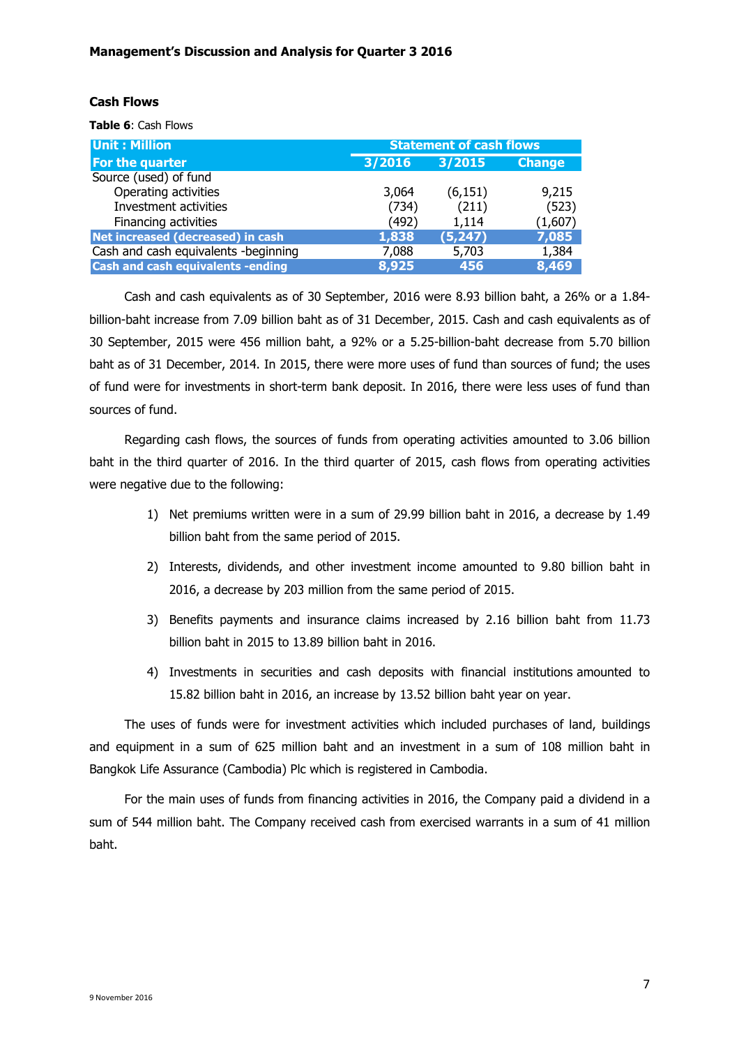**Cash Flows**

**Table 6**: Cash Flows

| Unit : Million | Statement of cash flows | | |
|---|---|---|---|
| **For the quarter** | **3/2016** | **3/2015** | **Change** |
| Source (used) of fund | | | |
| Operating activities | 3,064 | (6,151) | 9,215 |
| Investment activities | (734) | (211) | (523) |
| Financing activities | (492) | 1,114 | (1,607) |
| **Net increased (decreased) in cash** | **1,838** | **(5,247)** | **7,085** |
| Cash and cash equivalents -beginning | 7,088 | 5,703 | 1,384 |
| **Cash and cash equivalents -ending** | **8,925** | **456** | **8,469** |

Cash and cash equivalents as of 30 September, 2016 were 8.93 billion baht, a 26% or a 1.84-billion-baht increase from 7.09 billion baht as of 31 December, 2015. Cash and cash equivalents as of 30 September, 2015 were 456 million baht, a 92% or a 5.25-billion-baht decrease from 5.70 billion baht as of 31 December, 2014. In 2015, there were more uses of fund than sources of fund; the uses of fund were for investments in short-term bank deposit. In 2016, there were less uses of fund than sources of fund.

Regarding cash flows, the sources of funds from operating activities amounted to 3.06 billion baht in the third quarter of 2016. In the third quarter of 2015, cash flows from operating activities were negative due to the following:

1) Net premiums written were in a sum of 29.99 billion baht in 2016, a decrease by 1.49 billion baht from the same period of 2015.
2) Interests, dividends, and other investment income amounted to 9.80 billion baht in 2016, a decrease by 203 million from the same period of 2015.
3) Benefits payments and insurance claims increased by 2.16 billion baht from 11.73 billion baht in 2015 to 13.89 billion baht in 2016.
4) Investments in securities and cash deposits with financial institutions amounted to 15.82 billion baht in 2016, an increase by 13.52 billion baht year on year.

The uses of funds were for investment activities which included purchases of land, buildings and equipment in a sum of 625 million baht and an investment in a sum of 108 million baht in Bangkok Life Assurance (Cambodia) Plc which is registered in Cambodia.

For the main uses of funds from financing activities in 2016, the Company paid a dividend in a sum of 544 million baht. The Company received cash from exercised warrants in a sum of 41 million baht.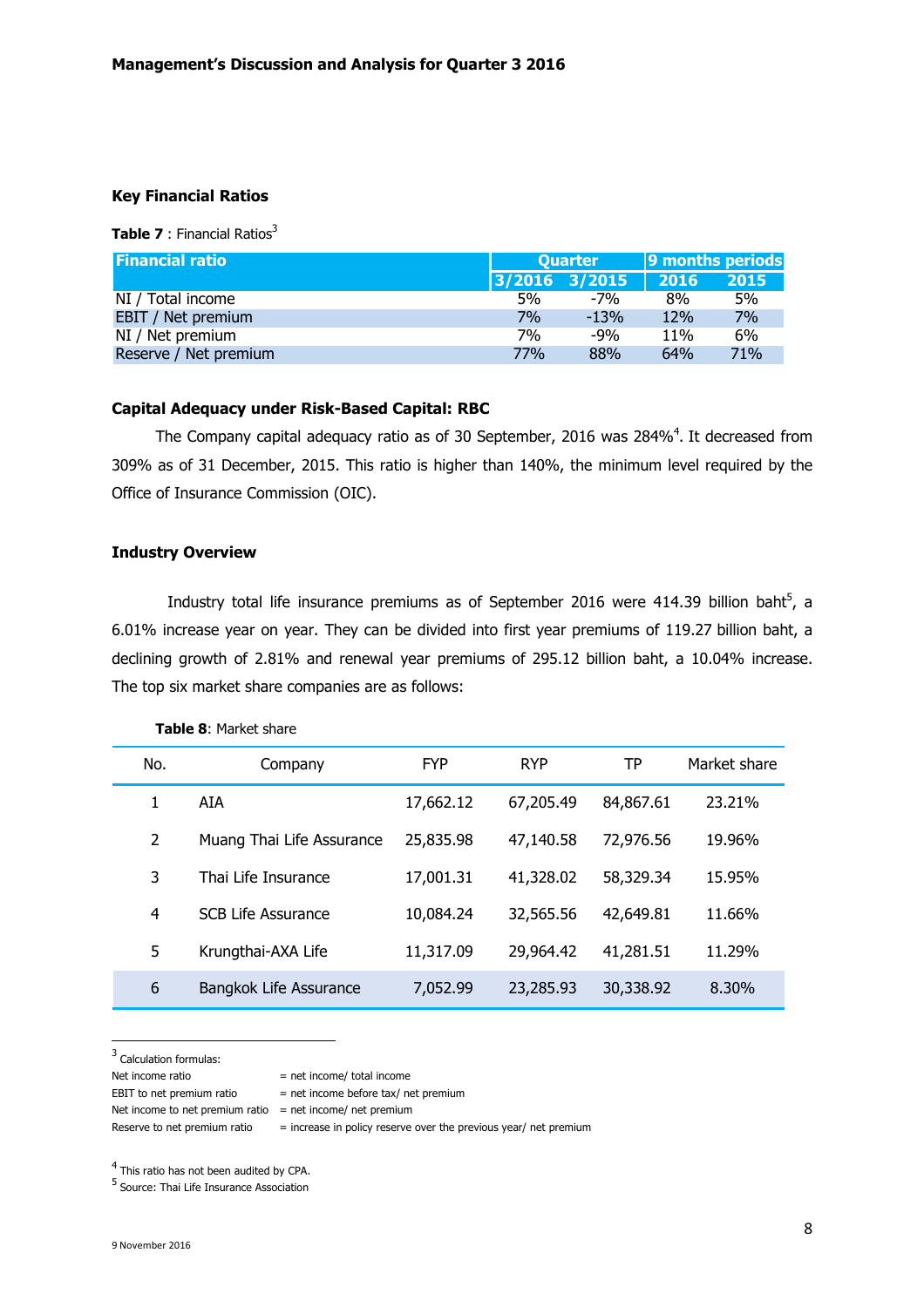### Key Financial Ratios

**Table 7** : Financial Ratios[3]

| Financial ratio | Quarter | | 9 months periods | |
|---|---|---|---|---|
| | 3/2016 | 3/2015 | 2016 | 2015 |
| NI / Total income | 5% | -7% | 8% | 5% |
| EBIT / Net premium | 7% | -13% | 12% | 7% |
| NI / Net premium | 7% | -9% | 11% | 6% |
| Reserve / Net premium | 77% | 88% | 64% | 71% |

### Capital Adequacy under Risk-Based Capital: RBC

The Company capital adequacy ratio as of 30 September, 2016 was 284%[4]. It decreased from 309% as of 31 December, 2015. This ratio is higher than 140%, the minimum level required by the Office of Insurance Commission (OIC).

### Industry Overview

Industry total life insurance premiums as of September 2016 were 414.39 billion baht[5], a 6.01% increase year on year. They can be divided into first year premiums of 119.27 billion baht, a declining growth of 2.81% and renewal year premiums of 295.12 billion baht, a 10.04% increase. The top six market share companies are as follows:

**Table 8**: Market share

| No. | Company | FYP | RYP | TP | Market share |
|---|---|---|---|---|---|
| 1 | AIA | 17,662.12 | 67,205.49 | 84,867.61 | 23.21% |
| 2 | Muang Thai Life Assurance | 25,835.98 | 47,140.58 | 72,976.56 | 19.96% |
| 3 | Thai Life Insurance | 17,001.31 | 41,328.02 | 58,329.34 | 15.95% |
| 4 | SCB Life Assurance | 10,084.24 | 32,565.56 | 42,649.81 | 11.66% |
| 5 | Krungthai-AXA Life | 11,317.09 | 29,964.42 | 41,281.51 | 11.29% |
| 6 | Bangkok Life Assurance | 7,052.99 | 23,285.93 | 30,338.92 | 8.30% |

---

[3] Calculation formulas:

| | |
|---|---|
| Net income ratio | = net income/ total income |
| EBIT to net premium ratio | = net income before tax/ net premium |
| Net income to net premium ratio | = net income/ net premium |
| Reserve to net premium ratio | = increase in policy reserve over the previous year/ net premium |

[4] This ratio has not been audited by CPA.

[5] Source: Thai Life Insurance Association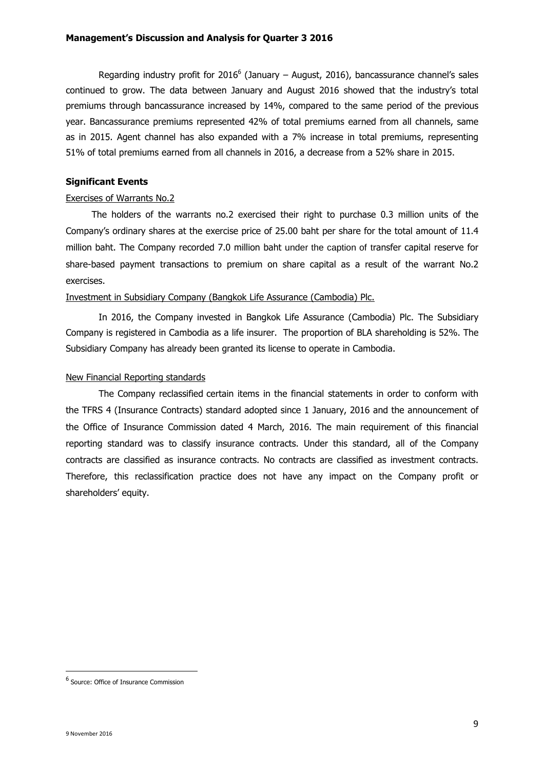Regarding industry profit for 2016[6] (January – August, 2016), bancassurance channel's sales continued to grow. The data between January and August 2016 showed that the industry's total premiums through bancassurance increased by 14%, compared to the same period of the previous year. Bancassurance premiums represented 42% of total premiums earned from all channels, same as in 2015. Agent channel has also expanded with a 7% increase in total premiums, representing 51% of total premiums earned from all channels in 2016, a decrease from a 52% share in 2015.

**Significant Events**

Exercises of Warrants No.2

The holders of the warrants no.2 exercised their right to purchase 0.3 million units of the Company's ordinary shares at the exercise price of 25.00 baht per share for the total amount of 11.4 million baht. The Company recorded 7.0 million baht under the caption of transfer capital reserve for share-based payment transactions to premium on share capital as a result of the warrant No.2 exercises.

Investment in Subsidiary Company (Bangkok Life Assurance (Cambodia) Plc.

In 2016, the Company invested in Bangkok Life Assurance (Cambodia) Plc. The Subsidiary Company is registered in Cambodia as a life insurer. The proportion of BLA shareholding is 52%. The Subsidiary Company has already been granted its license to operate in Cambodia.

New Financial Reporting standards

The Company reclassified certain items in the financial statements in order to conform with the TFRS 4 (Insurance Contracts) standard adopted since 1 January, 2016 and the announcement of the Office of Insurance Commission dated 4 March, 2016. The main requirement of this financial reporting standard was to classify insurance contracts. Under this standard, all of the Company contracts are classified as insurance contracts. No contracts are classified as investment contracts. Therefore, this reclassification practice does not have any impact on the Company profit or shareholders' equity.

[6] Source: Office of Insurance Commission